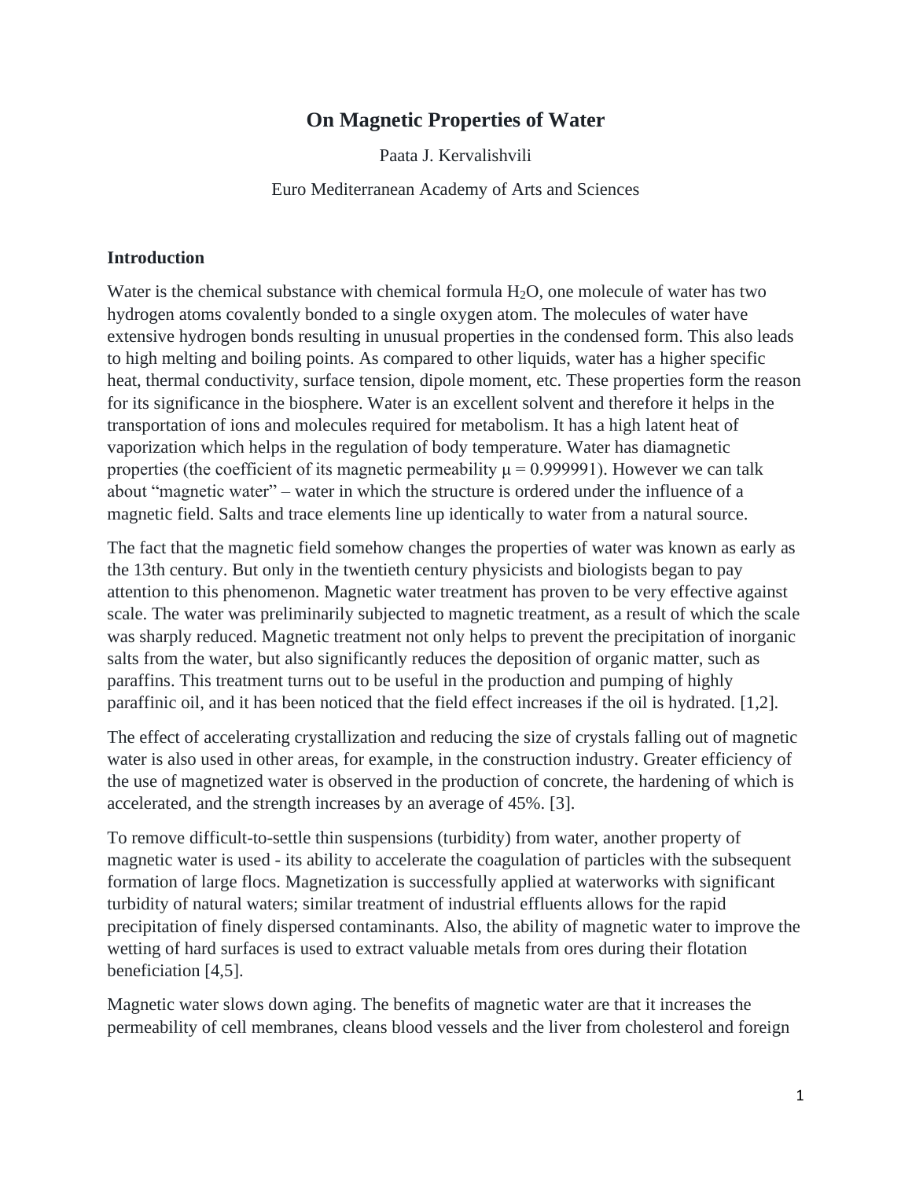# On Magnetic Properties of Water

Paata J. Kervalishvili

Euro Mediterranean Academy of Arts and Sciences

## Introduction

Water is the chemical substance with chemical formula $H_2O$, one molecule of water has two hydrogen atoms covalently bonded to a single oxygen atom. The molecules of water have extensive hydrogen bonds resulting in unusual properties in the condensed form. This also leads to high melting and boiling points. As compared to other liquids, water has a higher specific heat, thermal conductivity, surface tension, dipole moment, etc. These properties form the reason for its significance in the biosphere. Water is an excellent solvent and therefore it helps in the transportation of ions and molecules required for metabolism. It has a high latent heat of vaporization which helps in the regulation of body temperature. Water has diamagnetic properties (the coefficient of its magnetic permeability $\mu = 0.999991$). However we can talk about "magnetic water" – water in which the structure is ordered under the influence of a magnetic field. Salts and trace elements line up identically to water from a natural source.

The fact that the magnetic field somehow changes the properties of water was known as early as the 13th century. But only in the twentieth century physicists and biologists began to pay attention to this phenomenon. Magnetic water treatment has proven to be very effective against scale. The water was preliminarily subjected to magnetic treatment, as a result of which the scale was sharply reduced. Magnetic treatment not only helps to prevent the precipitation of inorganic salts from the water, but also significantly reduces the deposition of organic matter, such as paraffins. This treatment turns out to be useful in the production and pumping of highly paraffinic oil, and it has been noticed that the field effect increases if the oil is hydrated. [1,2].

The effect of accelerating crystallization and reducing the size of crystals falling out of magnetic water is also used in other areas, for example, in the construction industry. Greater efficiency of the use of magnetized water is observed in the production of concrete, the hardening of which is accelerated, and the strength increases by an average of 45%. [3].

To remove difficult-to-settle thin suspensions (turbidity) from water, another property of magnetic water is used - its ability to accelerate the coagulation of particles with the subsequent formation of large flocs. Magnetization is successfully applied at waterworks with significant turbidity of natural waters; similar treatment of industrial effluents allows for the rapid precipitation of finely dispersed contaminants. Also, the ability of magnetic water to improve the wetting of hard surfaces is used to extract valuable metals from ores during their flotation beneficiation [4,5].

Magnetic water slows down aging. The benefits of magnetic water are that it increases the permeability of cell membranes, cleans blood vessels and the liver from cholesterol and foreign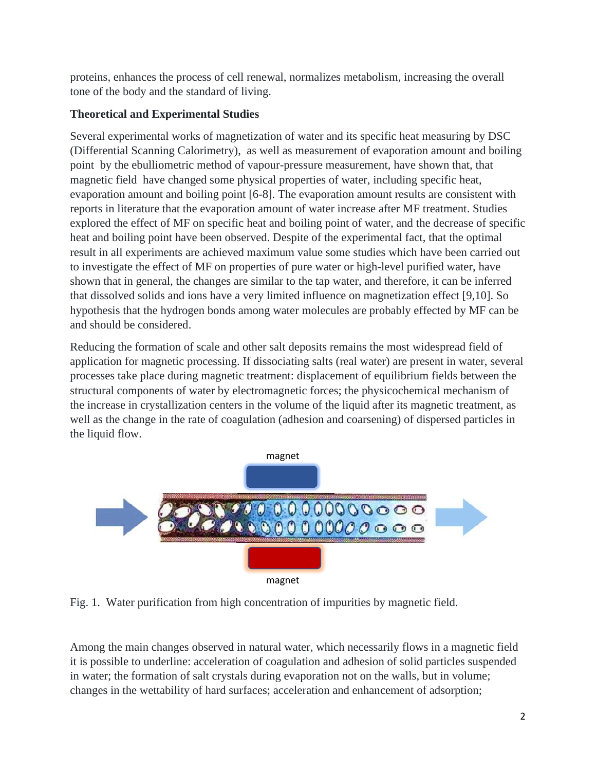proteins, enhances the process of cell renewal, normalizes metabolism, increasing the overall tone of the body and the standard of living.

**Theoretical and Experimental Studies**

Several experimental works of magnetization of water and its specific heat measuring by DSC (Differential Scanning Calorimetry), as well as measurement of evaporation amount and boiling point by the ebulliometric method of vapour-pressure measurement, have shown that, that magnetic field have changed some physical properties of water, including specific heat, evaporation amount and boiling point [6-8]. The evaporation amount results are consistent with reports in literature that the evaporation amount of water increase after MF treatment. Studies explored the effect of MF on specific heat and boiling point of water, and the decrease of specific heat and boiling point have been observed. Despite of the experimental fact, that the optimal result in all experiments are achieved maximum value some studies which have been carried out to investigate the effect of MF on properties of pure water or high-level purified water, have shown that in general, the changes are similar to the tap water, and therefore, it can be inferred that dissolved solids and ions have a very limited influence on magnetization effect [9,10]. So hypothesis that the hydrogen bonds among water molecules are probably effected by MF can be and should be considered.

Reducing the formation of scale and other salt deposits remains the most widespread field of application for magnetic processing. If dissociating salts (real water) are present in water, several processes take place during magnetic treatment: displacement of equilibrium fields between the structural components of water by electromagnetic forces; the physicochemical mechanism of the increase in crystallization centers in the volume of the liquid after its magnetic treatment, as well as the change in the rate of coagulation (adhesion and coarsening) of dispersed particles in the liquid flow.

Fig. 1. Water purification from high concentration of impurities by magnetic field.

Among the main changes observed in natural water, which necessarily flows in a magnetic field it is possible to underline: acceleration of coagulation and adhesion of solid particles suspended in water; the formation of salt crystals during evaporation not on the walls, but in volume; changes in the wettability of hard surfaces; acceleration and enhancement of adsorption;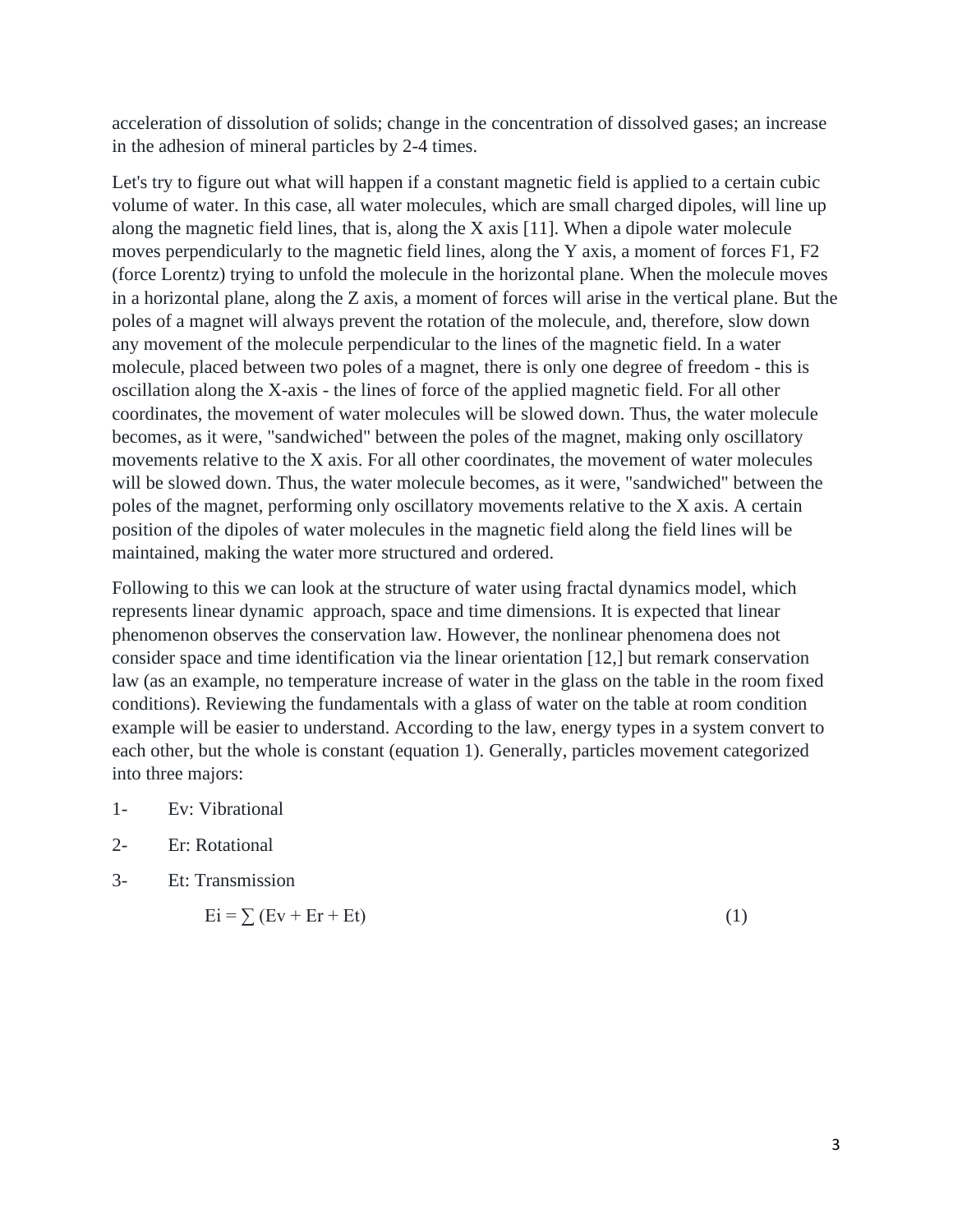acceleration of dissolution of solids; change in the concentration of dissolved gases; an increase in the adhesion of mineral particles by 2-4 times.

Let's try to figure out what will happen if a constant magnetic field is applied to a certain cubic volume of water. In this case, all water molecules, which are small charged dipoles, will line up along the magnetic field lines, that is, along the X axis [11]. When a dipole water molecule moves perpendicularly to the magnetic field lines, along the Y axis, a moment of forces F1, F2 (force Lorentz) trying to unfold the molecule in the horizontal plane. When the molecule moves in a horizontal plane, along the Z axis, a moment of forces will arise in the vertical plane. But the poles of a magnet will always prevent the rotation of the molecule, and, therefore, slow down any movement of the molecule perpendicular to the lines of the magnetic field. In a water molecule, placed between two poles of a magnet, there is only one degree of freedom - this is oscillation along the X-axis - the lines of force of the applied magnetic field. For all other coordinates, the movement of water molecules will be slowed down. Thus, the water molecule becomes, as it were, "sandwiched" between the poles of the magnet, making only oscillatory movements relative to the X axis. For all other coordinates, the movement of water molecules will be slowed down. Thus, the water molecule becomes, as it were, "sandwiched" between the poles of the magnet, performing only oscillatory movements relative to the X axis. A certain position of the dipoles of water molecules in the magnetic field along the field lines will be maintained, making the water more structured and ordered.

Following to this we can look at the structure of water using fractal dynamics model, which represents linear dynamic approach, space and time dimensions. It is expected that linear phenomenon observes the conservation law. However, the nonlinear phenomena does not consider space and time identification via the linear orientation [12,] but remark conservation law (as an example, no temperature increase of water in the glass on the table in the room fixed conditions). Reviewing the fundamentals with a glass of water on the table at room condition example will be easier to understand. According to the law, energy types in a system convert to each other, but the whole is constant (equation 1). Generally, particles movement categorized into three majors:

1- Ev: Vibrational

2- Er: Rotational

3- Et: Transmission

$$E_i = \sum (E_v + E_r + E_t) \qquad (1)$$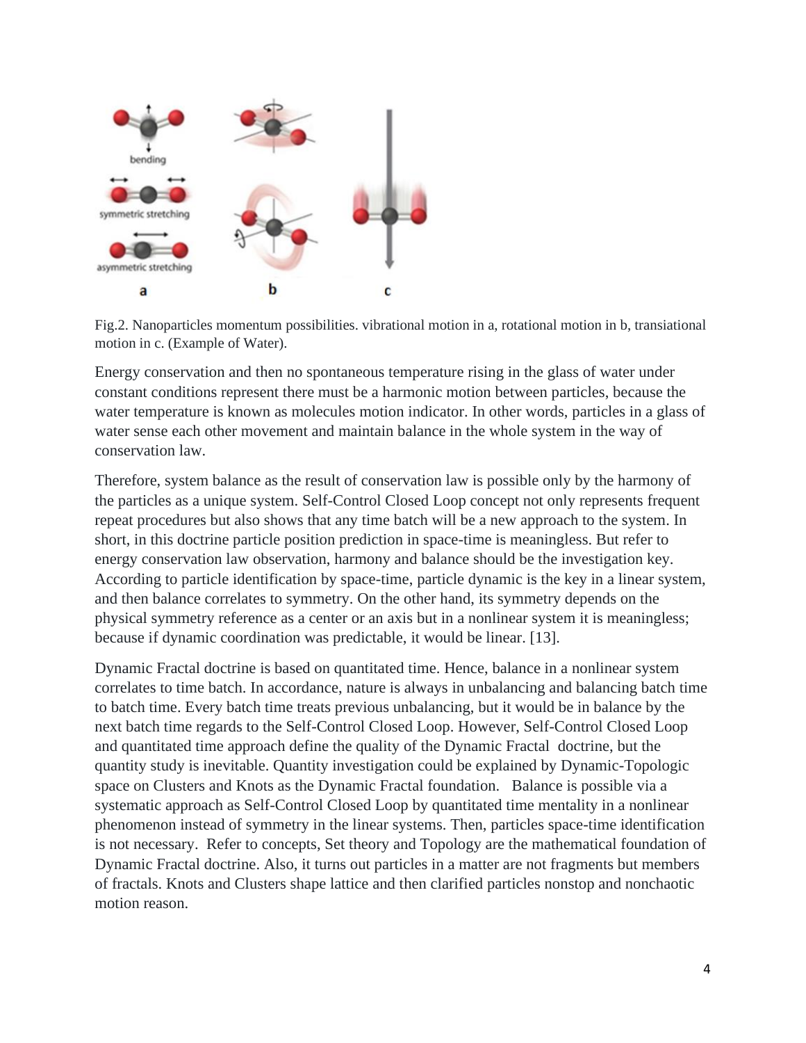Fig.2. Nanoparticles momentum possibilities. vibrational motion in a, rotational motion in b, transiational motion in c. (Example of Water).

Energy conservation and then no spontaneous temperature rising in the glass of water under constant conditions represent there must be a harmonic motion between particles, because the water temperature is known as molecules motion indicator. In other words, particles in a glass of water sense each other movement and maintain balance in the whole system in the way of conservation law.

Therefore, system balance as the result of conservation law is possible only by the harmony of the particles as a unique system. Self-Control Closed Loop concept not only represents frequent repeat procedures but also shows that any time batch will be a new approach to the system. In short, in this doctrine particle position prediction in space-time is meaningless. But refer to energy conservation law observation, harmony and balance should be the investigation key. According to particle identification by space-time, particle dynamic is the key in a linear system, and then balance correlates to symmetry. On the other hand, its symmetry depends on the physical symmetry reference as a center or an axis but in a nonlinear system it is meaningless; because if dynamic coordination was predictable, it would be linear. [13].

Dynamic Fractal doctrine is based on quantitated time. Hence, balance in a nonlinear system correlates to time batch. In accordance, nature is always in unbalancing and balancing batch time to batch time. Every batch time treats previous unbalancing, but it would be in balance by the next batch time regards to the Self-Control Closed Loop. However, Self-Control Closed Loop and quantitated time approach define the quality of the Dynamic Fractal doctrine, but the quantity study is inevitable. Quantity investigation could be explained by Dynamic-Topologic space on Clusters and Knots as the Dynamic Fractal foundation. Balance is possible via a systematic approach as Self-Control Closed Loop by quantitated time mentality in a nonlinear phenomenon instead of symmetry in the linear systems. Then, particles space-time identification is not necessary. Refer to concepts, Set theory and Topology are the mathematical foundation of Dynamic Fractal doctrine. Also, it turns out particles in a matter are not fragments but members of fractals. Knots and Clusters shape lattice and then clarified particles nonstop and nonchaotic motion reason.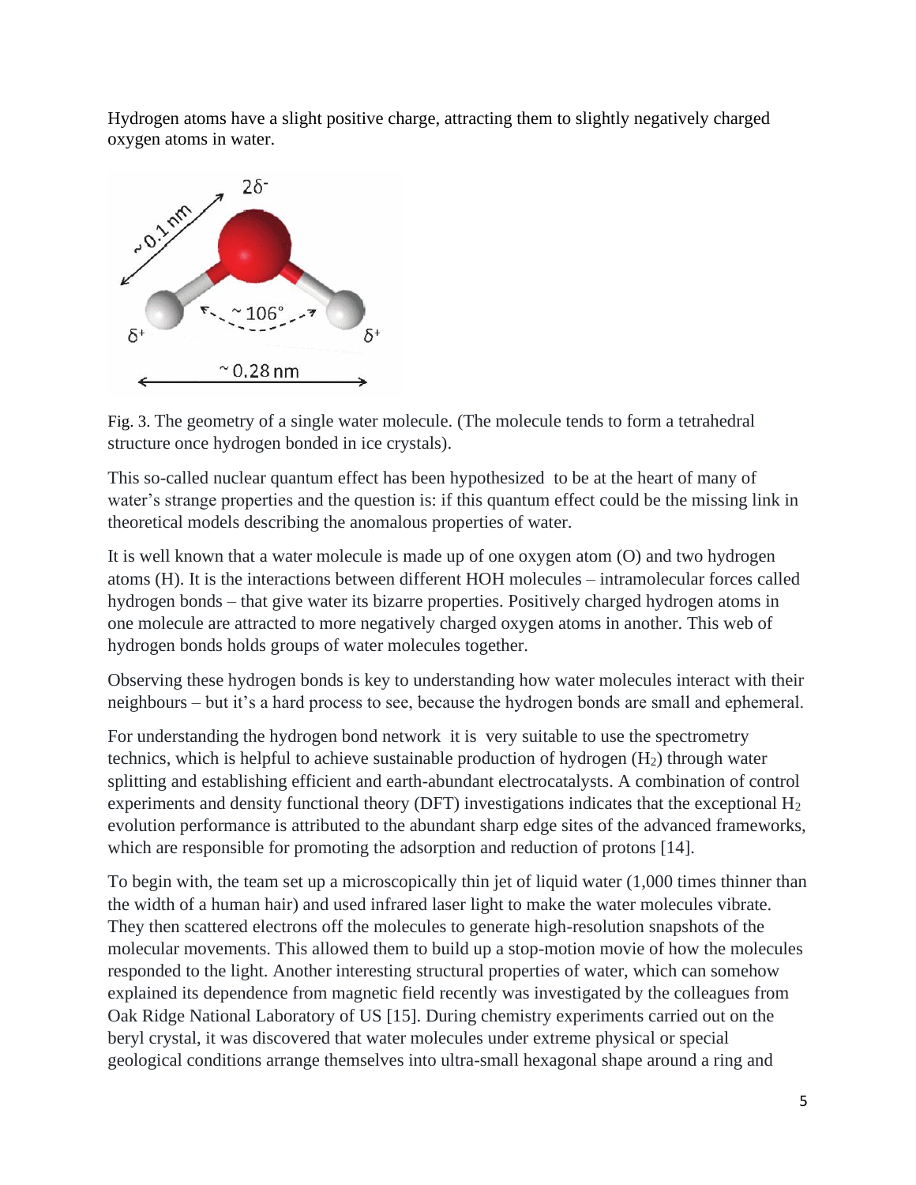Hydrogen atoms have a slight positive charge, attracting them to slightly negatively charged oxygen atoms in water.

Fig. 3. The geometry of a single water molecule. (The molecule tends to form a tetrahedral structure once hydrogen bonded in ice crystals).

This so-called nuclear quantum effect has been hypothesized to be at the heart of many of water's strange properties and the question is: if this quantum effect could be the missing link in theoretical models describing the anomalous properties of water.

It is well known that a water molecule is made up of one oxygen atom (O) and two hydrogen atoms (H). It is the interactions between different HOH molecules – intramolecular forces called hydrogen bonds – that give water its bizarre properties. Positively charged hydrogen atoms in one molecule are attracted to more negatively charged oxygen atoms in another. This web of hydrogen bonds holds groups of water molecules together.

Observing these hydrogen bonds is key to understanding how water molecules interact with their neighbours – but it's a hard process to see, because the hydrogen bonds are small and ephemeral.

For understanding the hydrogen bond network it is very suitable to use the spectrometry technics, which is helpful to achieve sustainable production of hydrogen ($H_2$) through water splitting and establishing efficient and earth-abundant electrocatalysts. A combination of control experiments and density functional theory (DFT) investigations indicates that the exceptional $H_2$ evolution performance is attributed to the abundant sharp edge sites of the advanced frameworks, which are responsible for promoting the adsorption and reduction of protons [14].

To begin with, the team set up a microscopically thin jet of liquid water (1,000 times thinner than the width of a human hair) and used infrared laser light to make the water molecules vibrate. They then scattered electrons off the molecules to generate high-resolution snapshots of the molecular movements. This allowed them to build up a stop-motion movie of how the molecules responded to the light. Another interesting structural properties of water, which can somehow explained its dependence from magnetic field recently was investigated by the colleagues from Oak Ridge National Laboratory of US [15]. During chemistry experiments carried out on the beryl crystal, it was discovered that water molecules under extreme physical or special geological conditions arrange themselves into ultra-small hexagonal shape around a ring and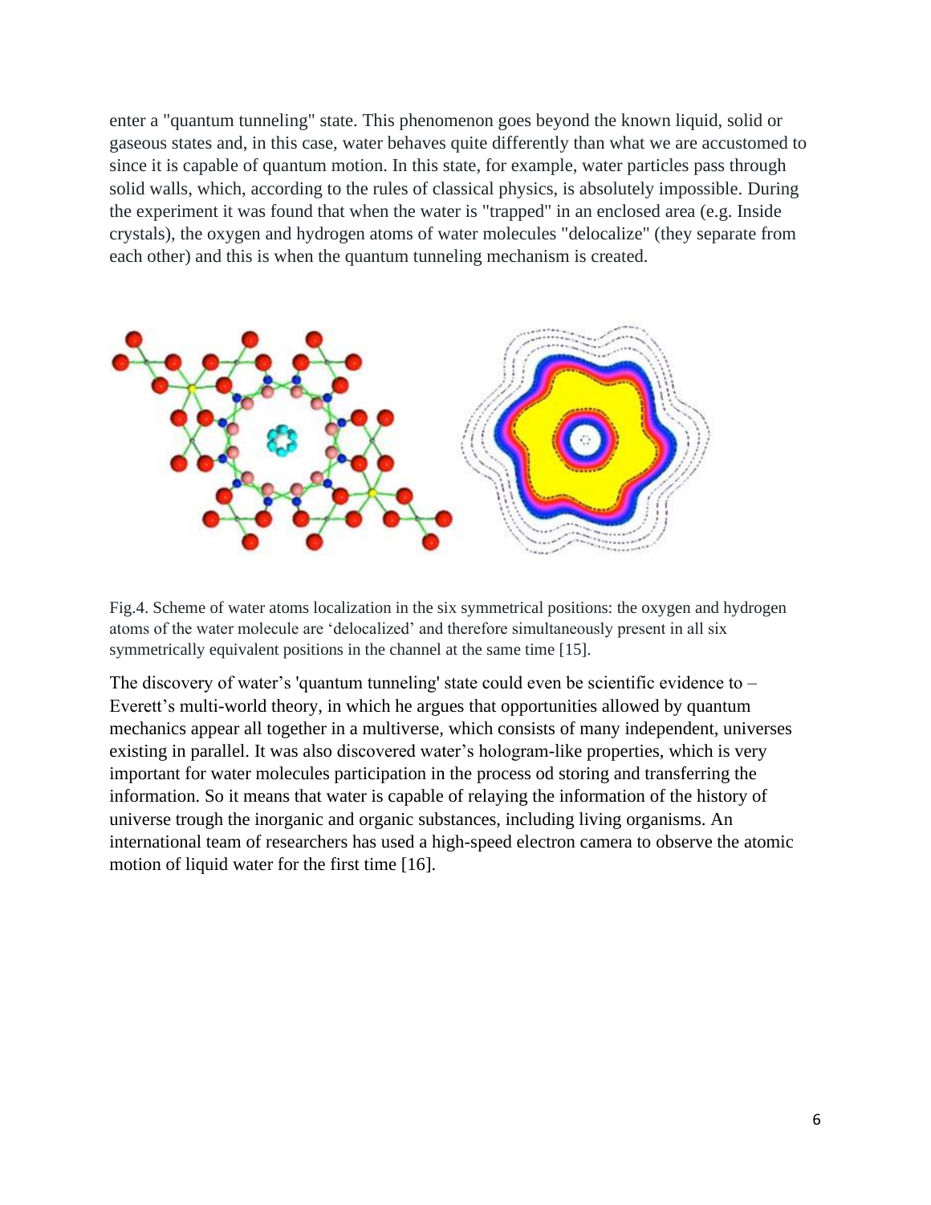enter a "quantum tunneling" state. This phenomenon goes beyond the known liquid, solid or gaseous states and, in this case, water behaves quite differently than what we are accustomed to since it is capable of quantum motion. In this state, for example, water particles pass through solid walls, which, according to the rules of classical physics, is absolutely impossible. During the experiment it was found that when the water is "trapped" in an enclosed area (e.g. Inside crystals), the oxygen and hydrogen atoms of water molecules "delocalize" (they separate from each other) and this is when the quantum tunneling mechanism is created.

Fig.4. Scheme of water atoms localization in the six symmetrical positions: the oxygen and hydrogen atoms of the water molecule are 'delocalized' and therefore simultaneously present in all six symmetrically equivalent positions in the channel at the same time [15].

The discovery of water's 'quantum tunneling' state could even be scientific evidence to – Everett's multi-world theory, in which he argues that opportunities allowed by quantum mechanics appear all together in a multiverse, which consists of many independent, universes existing in parallel. It was also discovered water's hologram-like properties, which is very important for water molecules participation in the process od storing and transferring the information. So it means that water is capable of relaying the information of the history of universe trough the inorganic and organic substances, including living organisms. An international team of researchers has used a high-speed electron camera to observe the atomic motion of liquid water for the first time [16].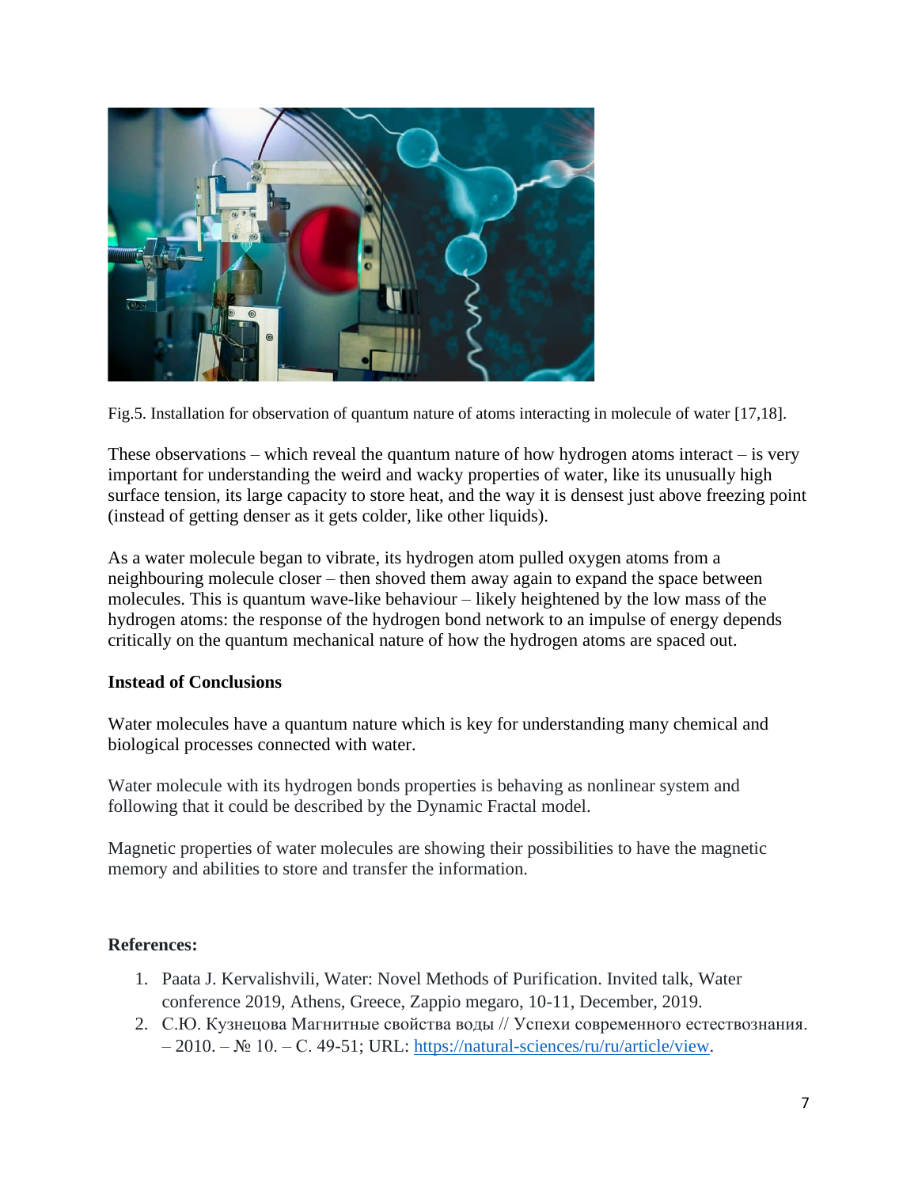Fig.5. Installation for observation of quantum nature of atoms interacting in molecule of water [17,18].

These observations – which reveal the quantum nature of how hydrogen atoms interact – is very important for understanding the weird and wacky properties of water, like its unusually high surface tension, its large capacity to store heat, and the way it is densest just above freezing point (instead of getting denser as it gets colder, like other liquids).

As a water molecule began to vibrate, its hydrogen atom pulled oxygen atoms from a neighbouring molecule closer – then shoved them away again to expand the space between molecules. This is quantum wave-like behaviour – likely heightened by the low mass of the hydrogen atoms: the response of the hydrogen bond network to an impulse of energy depends critically on the quantum mechanical nature of how the hydrogen atoms are spaced out.

**Instead of Conclusions**

Water molecules have a quantum nature which is key for understanding many chemical and biological processes connected with water.

Water molecule with its hydrogen bonds properties is behaving as nonlinear system and following that it could be described by the Dynamic Fractal model.

Magnetic properties of water molecules are showing their possibilities to have the magnetic memory and abilities to store and transfer the information.

**References:**

1. Paata J. Kervalishvili, Water: Novel Methods of Purification. Invited talk, Water conference 2019, Athens, Greece, Zappio megaro, 10-11, December, 2019.
2. С.Ю. Кузнецова Магнитные свойства воды // Успехи современного естествознания. – 2010. – № 10. – С. 49-51; URL: https://natural-sciences/ru/ru/article/view.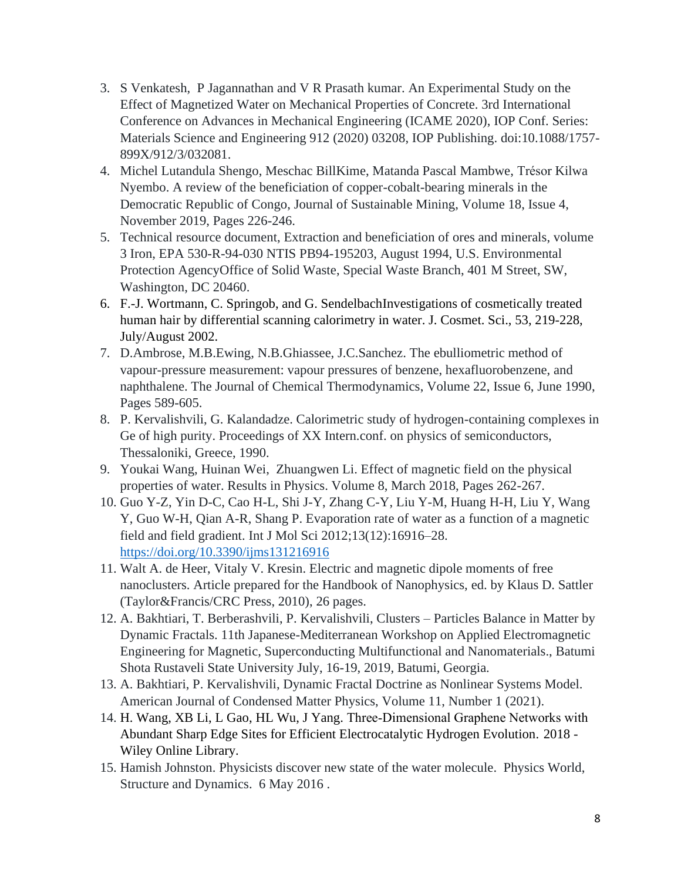3. S Venkatesh, P Jagannathan and V R Prasath kumar. An Experimental Study on the Effect of Magnetized Water on Mechanical Properties of Concrete. 3rd International Conference on Advances in Mechanical Engineering (ICAME 2020), IOP Conf. Series: Materials Science and Engineering 912 (2020) 03208, IOP Publishing. doi:10.1088/1757-899X/912/3/032081.
4. Michel Lutandula Shengo, Meschac BillKime, Matanda Pascal Mambwe, Trésor Kilwa Nyembo. A review of the beneficiation of copper-cobalt-bearing minerals in the Democratic Republic of Congo, Journal of Sustainable Mining, Volume 18, Issue 4, November 2019, Pages 226-246.
5. Technical resource document, Extraction and beneficiation of ores and minerals, volume 3 Iron, EPA 530-R-94-030 NTIS PB94-195203, August 1994, U.S. Environmental Protection AgencyOffice of Solid Waste, Special Waste Branch, 401 M Street, SW, Washington, DC 20460.
6. F.-J. Wortmann, C. Springob, and G. SendelbachInvestigations of cosmetically treated human hair by differential scanning calorimetry in water. J. Cosmet. Sci., 53, 219-228, July/August 2002.
7. D.Ambrose, M.B.Ewing, N.B.Ghiassee, J.C.Sanchez. The ebulliometric method of vapour-pressure measurement: vapour pressures of benzene, hexafluorobenzene, and naphthalene. The Journal of Chemical Thermodynamics, Volume 22, Issue 6, June 1990, Pages 589-605.
8. P. Kervalishvili, G. Kalandadze. Calorimetric study of hydrogen-containing complexes in Ge of high purity. Proceedings of XX Intern.conf. on physics of semiconductors, Thessaloniki, Greece, 1990.
9. Youkai Wang, Huinan Wei, Zhuangwen Li. Effect of magnetic field on the physical properties of water. Results in Physics. Volume 8, March 2018, Pages 262-267.
10. Guo Y-Z, Yin D-C, Cao H-L, Shi J-Y, Zhang C-Y, Liu Y-M, Huang H-H, Liu Y, Wang Y, Guo W-H, Qian A-R, Shang P. Evaporation rate of water as a function of a magnetic field and field gradient. Int J Mol Sci 2012;13(12):16916–28. https://doi.org/10.3390/ijms131216916
11. Walt A. de Heer, Vitaly V. Kresin. Electric and magnetic dipole moments of free nanoclusters. Article prepared for the Handbook of Nanophysics, ed. by Klaus D. Sattler (Taylor&Francis/CRC Press, 2010), 26 pages.
12. A. Bakhtiari, T. Berberashvili, P. Kervalishvili, Clusters – Particles Balance in Matter by Dynamic Fractals. 11th Japanese-Mediterranean Workshop on Applied Electromagnetic Engineering for Magnetic, Superconducting Multifunctional and Nanomaterials., Batumi Shota Rustaveli State University July, 16-19, 2019, Batumi, Georgia.
13. A. Bakhtiari, P. Kervalishvili, Dynamic Fractal Doctrine as Nonlinear Systems Model. American Journal of Condensed Matter Physics, Volume 11, Number 1 (2021).
14. H. Wang, XB Li, L Gao, HL Wu, J Yang. Three-Dimensional Graphene Networks with Abundant Sharp Edge Sites for Efficient Electrocatalytic Hydrogen Evolution. 2018 - Wiley Online Library.
15. Hamish Johnston. Physicists discover new state of the water molecule. Physics World, Structure and Dynamics. 6 May 2016 .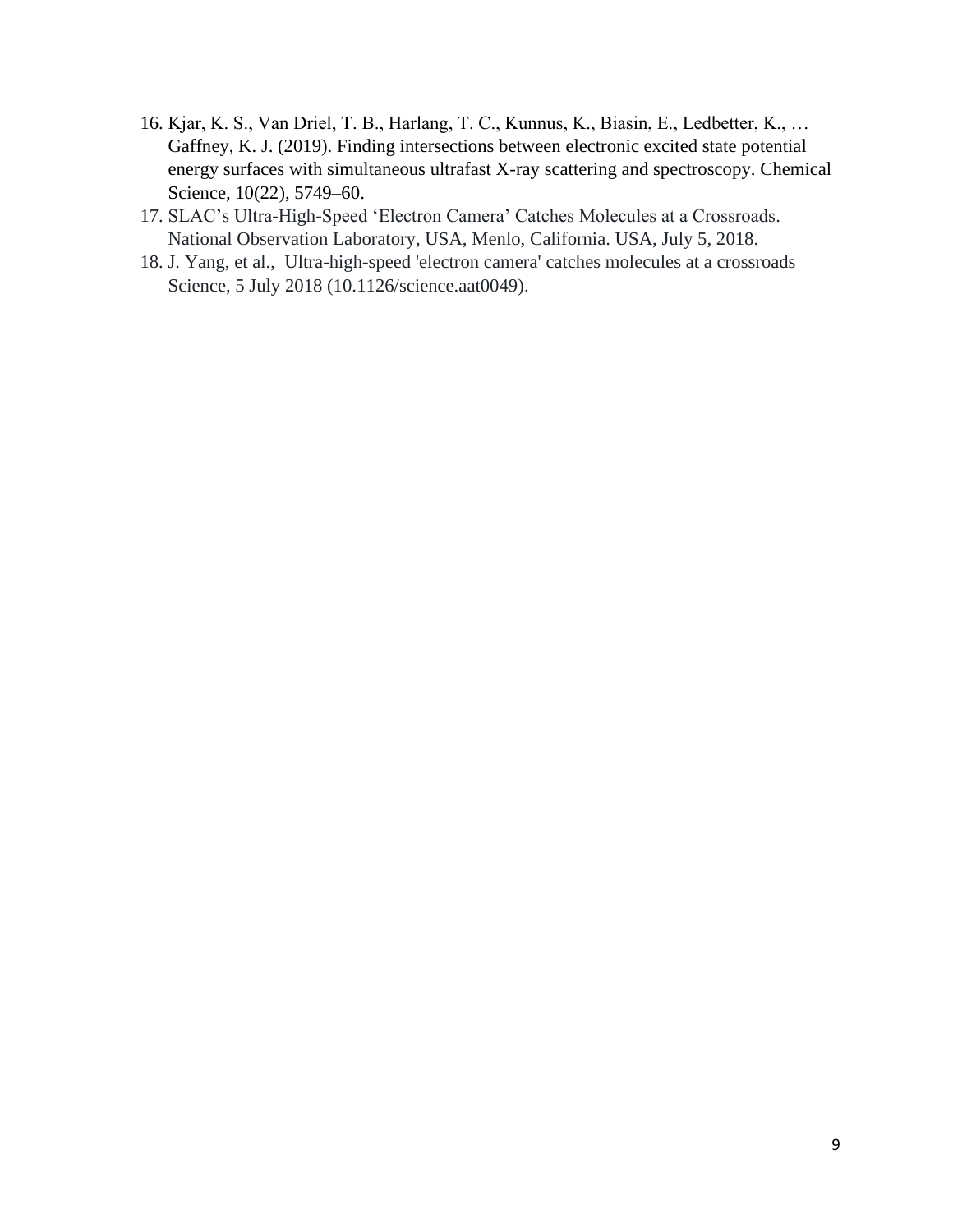16. Kjar, K. S., Van Driel, T. B., Harlang, T. C., Kunnus, K., Biasin, E., Ledbetter, K., … Gaffney, K. J. (2019). Finding intersections between electronic excited state potential energy surfaces with simultaneous ultrafast X-ray scattering and spectroscopy. Chemical Science, 10(22), 5749–60.
17. SLAC's Ultra-High-Speed 'Electron Camera' Catches Molecules at a Crossroads. National Observation Laboratory, USA, Menlo, California. USA, July 5, 2018.
18. J. Yang, et al., Ultra-high-speed 'electron camera' catches molecules at a crossroads Science, 5 July 2018 (10.1126/science.aat0049).